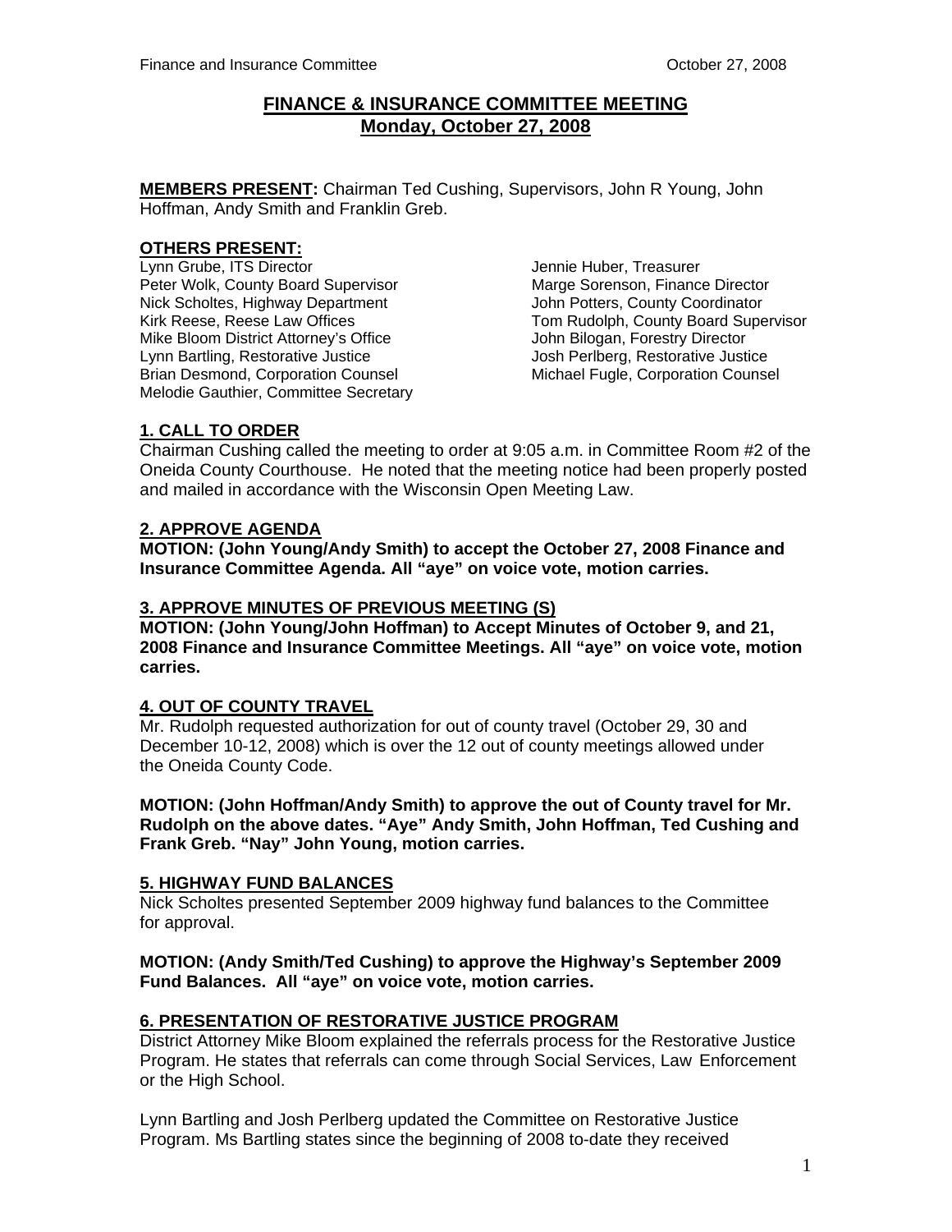# FINANCE & INSURANCE COMMITTEE MEETING
## Monday, October 27, 2008

**MEMBERS PRESENT:** Chairman Ted Cushing, Supervisors, John R Young, John Hoffman, Andy Smith and Franklin Greb.

**OTHERS PRESENT:**

Lynn Grube, ITS Director
Peter Wolk, County Board Supervisor
Nick Scholtes, Highway Department
Kirk Reese, Reese Law Offices
Mike Bloom District Attorney's Office
Lynn Bartling, Restorative Justice
Brian Desmond, Corporation Counsel
Melodie Gauthier, Committee Secretary
Jennie Huber, Treasurer
Marge Sorenson, Finance Director
John Potters, County Coordinator
Tom Rudolph, County Board Supervisor
John Bilogan, Forestry Director
Josh Perlberg, Restorative Justice
Michael Fugle, Corporation Counsel

**1. CALL TO ORDER**

Chairman Cushing called the meeting to order at 9:05 a.m. in Committee Room #2 of the Oneida County Courthouse. He noted that the meeting notice had been properly posted and mailed in accordance with the Wisconsin Open Meeting Law.

**2. APPROVE AGENDA**

**MOTION: (John Young/Andy Smith) to accept the October 27, 2008 Finance and Insurance Committee Agenda. All "aye" on voice vote, motion carries.**

**3. APPROVE MINUTES OF PREVIOUS MEETING (S)**

**MOTION: (John Young/John Hoffman) to Accept Minutes of October 9, and 21, 2008 Finance and Insurance Committee Meetings. All "aye" on voice vote, motion carries.**

**4. OUT OF COUNTY TRAVEL**

Mr. Rudolph requested authorization for out of county travel (October 29, 30 and December 10-12, 2008) which is over the 12 out of county meetings allowed under the Oneida County Code.

**MOTION: (John Hoffman/Andy Smith) to approve the out of County travel for Mr. Rudolph on the above dates. "Aye" Andy Smith, John Hoffman, Ted Cushing and Frank Greb. "Nay" John Young, motion carries.**

**5. HIGHWAY FUND BALANCES**

Nick Scholtes presented September 2009 highway fund balances to the Committee for approval.

**MOTION: (Andy Smith/Ted Cushing) to approve the Highway's September 2009 Fund Balances. All "aye" on voice vote, motion carries.**

**6. PRESENTATION OF RESTORATIVE JUSTICE PROGRAM**

District Attorney Mike Bloom explained the referrals process for the Restorative Justice Program. He states that referrals can come through Social Services, Law Enforcement or the High School.

Lynn Bartling and Josh Perlberg updated the Committee on Restorative Justice Program. Ms Bartling states since the beginning of 2008 to-date they received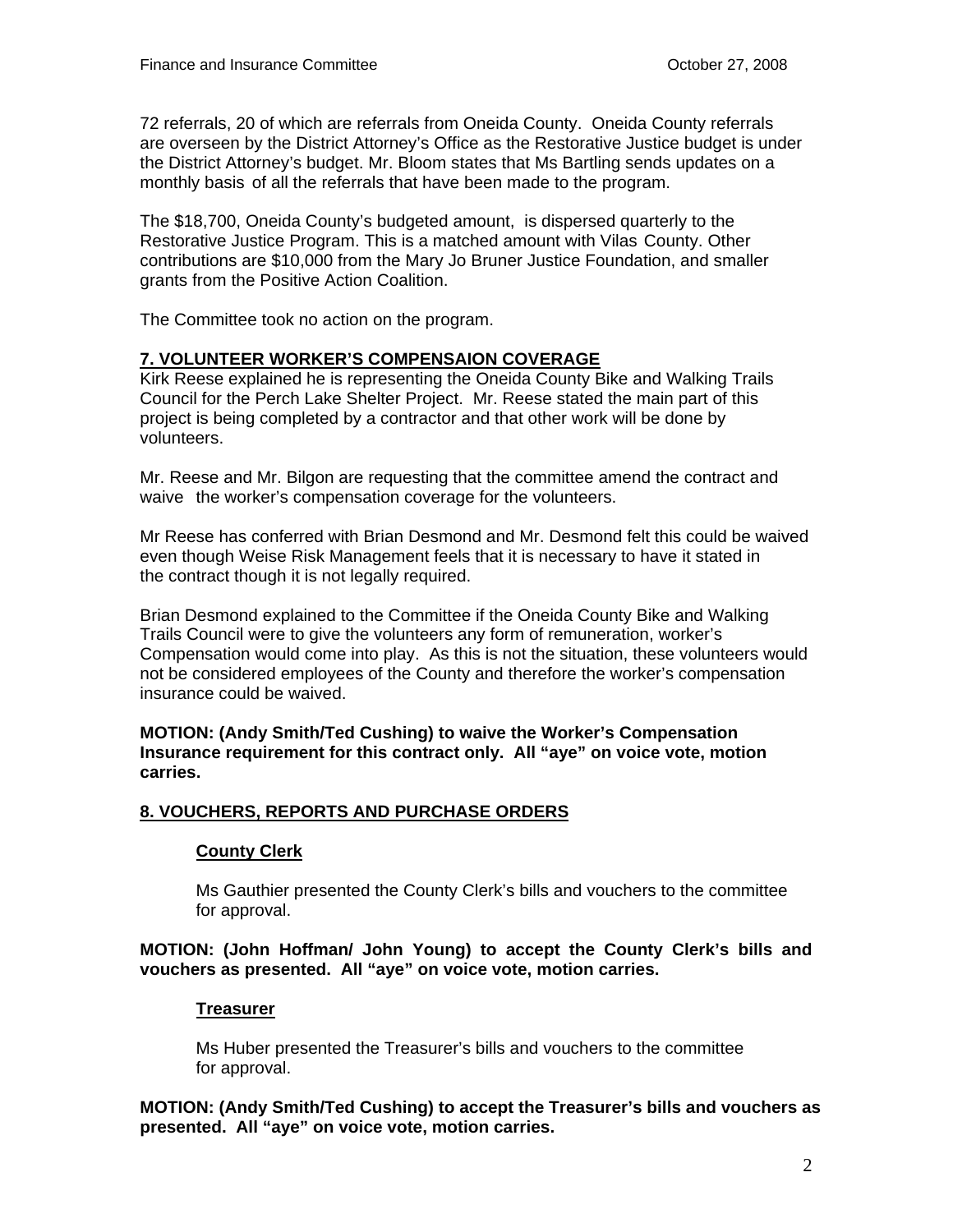72 referrals, 20 of which are referrals from Oneida County. Oneida County referrals are overseen by the District Attorney's Office as the Restorative Justice budget is under the District Attorney's budget. Mr. Bloom states that Ms Bartling sends updates on a monthly basis of all the referrals that have been made to the program.

The $18,700, Oneida County's budgeted amount, is dispersed quarterly to the Restorative Justice Program. This is a matched amount with Vilas County. Other contributions are $10,000 from the Mary Jo Bruner Justice Foundation, and smaller grants from the Positive Action Coalition.

The Committee took no action on the program.

## 7. VOLUNTEER WORKER'S COMPENSAION COVERAGE

Kirk Reese explained he is representing the Oneida County Bike and Walking Trails Council for the Perch Lake Shelter Project. Mr. Reese stated the main part of this project is being completed by a contractor and that other work will be done by volunteers.

Mr. Reese and Mr. Bilgon are requesting that the committee amend the contract and waive the worker's compensation coverage for the volunteers.

Mr Reese has conferred with Brian Desmond and Mr. Desmond felt this could be waived even though Weise Risk Management feels that it is necessary to have it stated in the contract though it is not legally required.

Brian Desmond explained to the Committee if the Oneida County Bike and Walking Trails Council were to give the volunteers any form of remuneration, worker's Compensation would come into play. As this is not the situation, these volunteers would not be considered employees of the County and therefore the worker's compensation insurance could be waived.

**MOTION: (Andy Smith/Ted Cushing) to waive the Worker's Compensation Insurance requirement for this contract only. All "aye" on voice vote, motion carries.**

## 8. VOUCHERS, REPORTS AND PURCHASE ORDERS

### County Clerk

Ms Gauthier presented the County Clerk's bills and vouchers to the committee for approval.

**MOTION: (John Hoffman/ John Young) to accept the County Clerk's bills and vouchers as presented. All "aye" on voice vote, motion carries.**

### Treasurer

Ms Huber presented the Treasurer's bills and vouchers to the committee for approval.

**MOTION: (Andy Smith/Ted Cushing) to accept the Treasurer's bills and vouchers as presented. All "aye" on voice vote, motion carries.**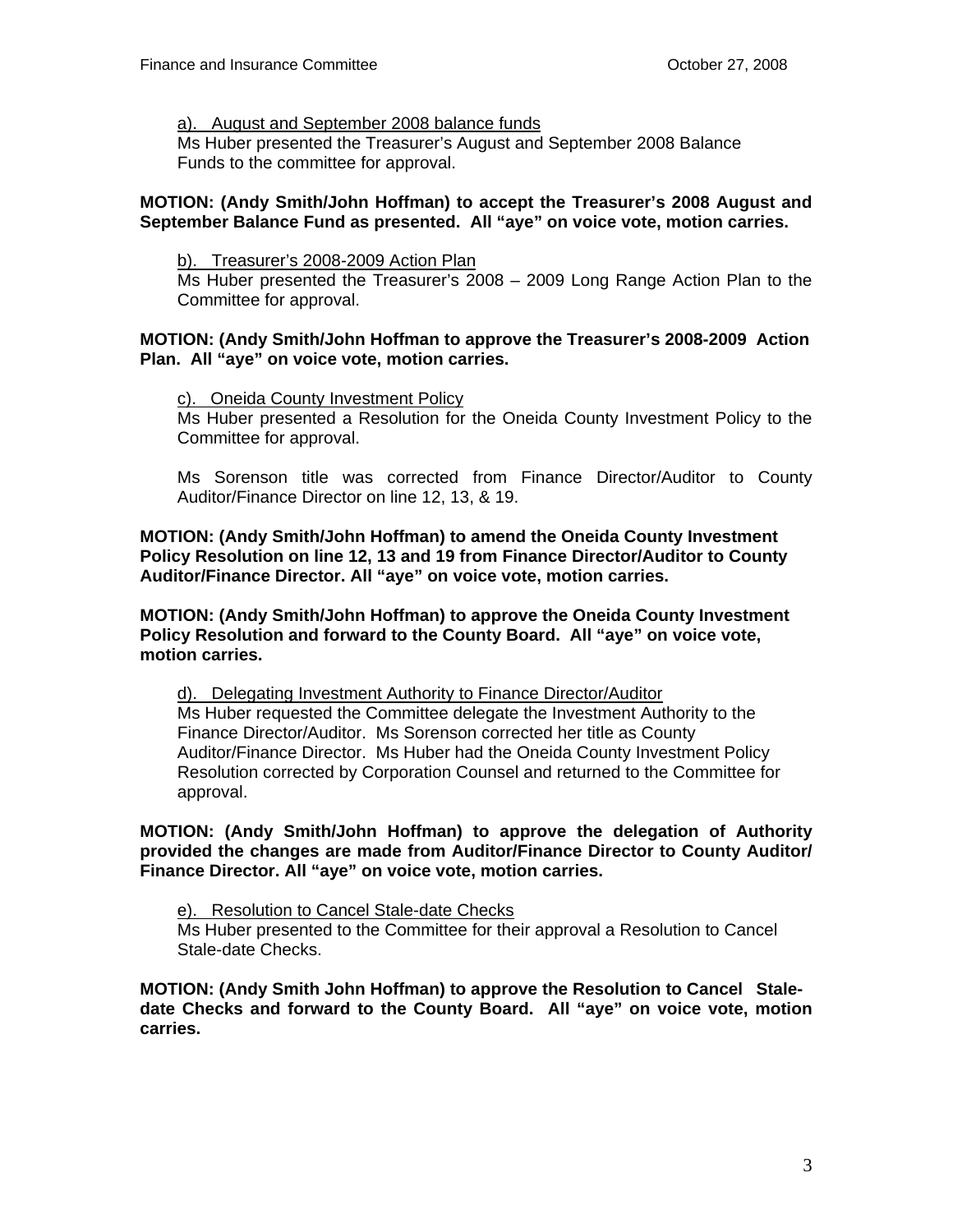a). <u>August and September 2008 balance funds</u>
Ms Huber presented the Treasurer's August and September 2008 Balance Funds to the committee for approval.

**MOTION: (Andy Smith/John Hoffman) to accept the Treasurer's 2008 August and September Balance Fund as presented. All "aye" on voice vote, motion carries.**

b). <u>Treasurer's 2008-2009 Action Plan</u>
Ms Huber presented the Treasurer's 2008 – 2009 Long Range Action Plan to the Committee for approval.

**MOTION: (Andy Smith/John Hoffman to approve the Treasurer's 2008-2009 Action Plan. All "aye" on voice vote, motion carries.**

c). <u>Oneida County Investment Policy</u>
Ms Huber presented a Resolution for the Oneida County Investment Policy to the Committee for approval.

Ms Sorenson title was corrected from Finance Director/Auditor to County Auditor/Finance Director on line 12, 13, & 19.

**MOTION: (Andy Smith/John Hoffman) to amend the Oneida County Investment Policy Resolution on line 12, 13 and 19 from Finance Director/Auditor to County Auditor/Finance Director. All "aye" on voice vote, motion carries.**

**MOTION: (Andy Smith/John Hoffman) to approve the Oneida County Investment Policy Resolution and forward to the County Board. All "aye" on voice vote, motion carries.**

d). <u>Delegating Investment Authority to Finance Director/Auditor</u>
Ms Huber requested the Committee delegate the Investment Authority to the Finance Director/Auditor. Ms Sorenson corrected her title as County Auditor/Finance Director. Ms Huber had the Oneida County Investment Policy Resolution corrected by Corporation Counsel and returned to the Committee for approval.

**MOTION: (Andy Smith/John Hoffman) to approve the delegation of Authority provided the changes are made from Auditor/Finance Director to County Auditor/ Finance Director. All "aye" on voice vote, motion carries.**

e). <u>Resolution to Cancel Stale-date Checks</u>
Ms Huber presented to the Committee for their approval a Resolution to Cancel Stale-date Checks.

**MOTION: (Andy Smith John Hoffman) to approve the Resolution to Cancel Stale-date Checks and forward to the County Board. All "aye" on voice vote, motion carries.**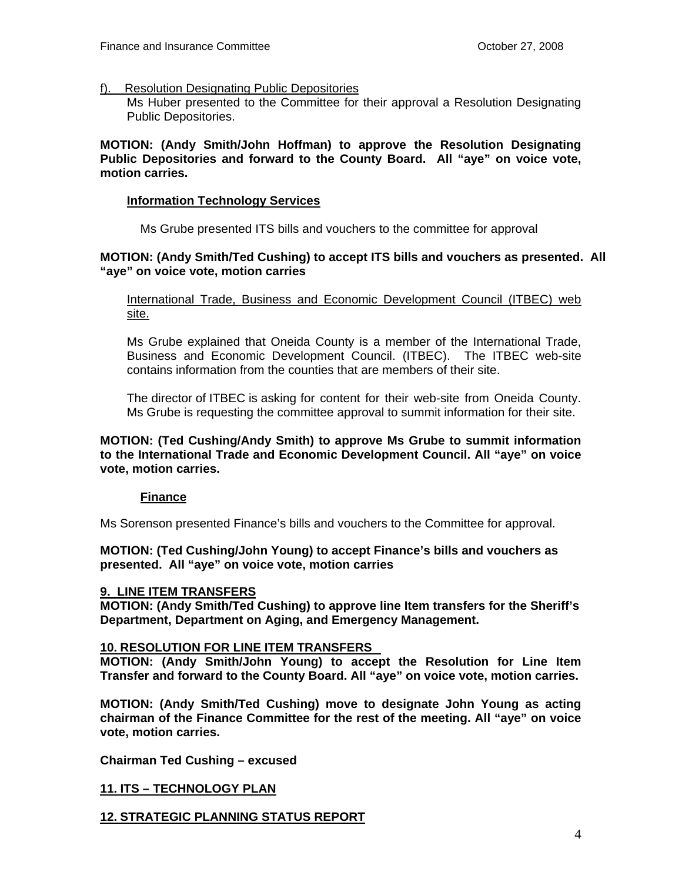f). Resolution Designating Public Depositories

Ms Huber presented to the Committee for their approval a Resolution Designating Public Depositories.

**MOTION: (Andy Smith/John Hoffman) to approve the Resolution Designating Public Depositories and forward to the County Board. All "aye" on voice vote, motion carries.**

**Information Technology Services**

Ms Grube presented ITS bills and vouchers to the committee for approval

**MOTION: (Andy Smith/Ted Cushing) to accept ITS bills and vouchers as presented. All "aye" on voice vote, motion carries**

International Trade, Business and Economic Development Council (ITBEC) web site.

Ms Grube explained that Oneida County is a member of the International Trade, Business and Economic Development Council. (ITBEC). The ITBEC web-site contains information from the counties that are members of their site.

The director of ITBEC is asking for content for their web-site from Oneida County. Ms Grube is requesting the committee approval to summit information for their site.

**MOTION: (Ted Cushing/Andy Smith) to approve Ms Grube to summit information to the International Trade and Economic Development Council. All "aye" on voice vote, motion carries.**

**Finance**

Ms Sorenson presented Finance's bills and vouchers to the Committee for approval.

**MOTION: (Ted Cushing/John Young) to accept Finance's bills and vouchers as presented. All "aye" on voice vote, motion carries**

**9. LINE ITEM TRANSFERS**

**MOTION: (Andy Smith/Ted Cushing) to approve line Item transfers for the Sheriff's Department, Department on Aging, and Emergency Management.**

**10. RESOLUTION FOR LINE ITEM TRANSFERS**

**MOTION: (Andy Smith/John Young) to accept the Resolution for Line Item Transfer and forward to the County Board. All "aye" on voice vote, motion carries.**

**MOTION: (Andy Smith/Ted Cushing) move to designate John Young as acting chairman of the Finance Committee for the rest of the meeting. All "aye" on voice vote, motion carries.**

**Chairman Ted Cushing – excused**

**11. ITS – TECHNOLOGY PLAN**

**12. STRATEGIC PLANNING STATUS REPORT**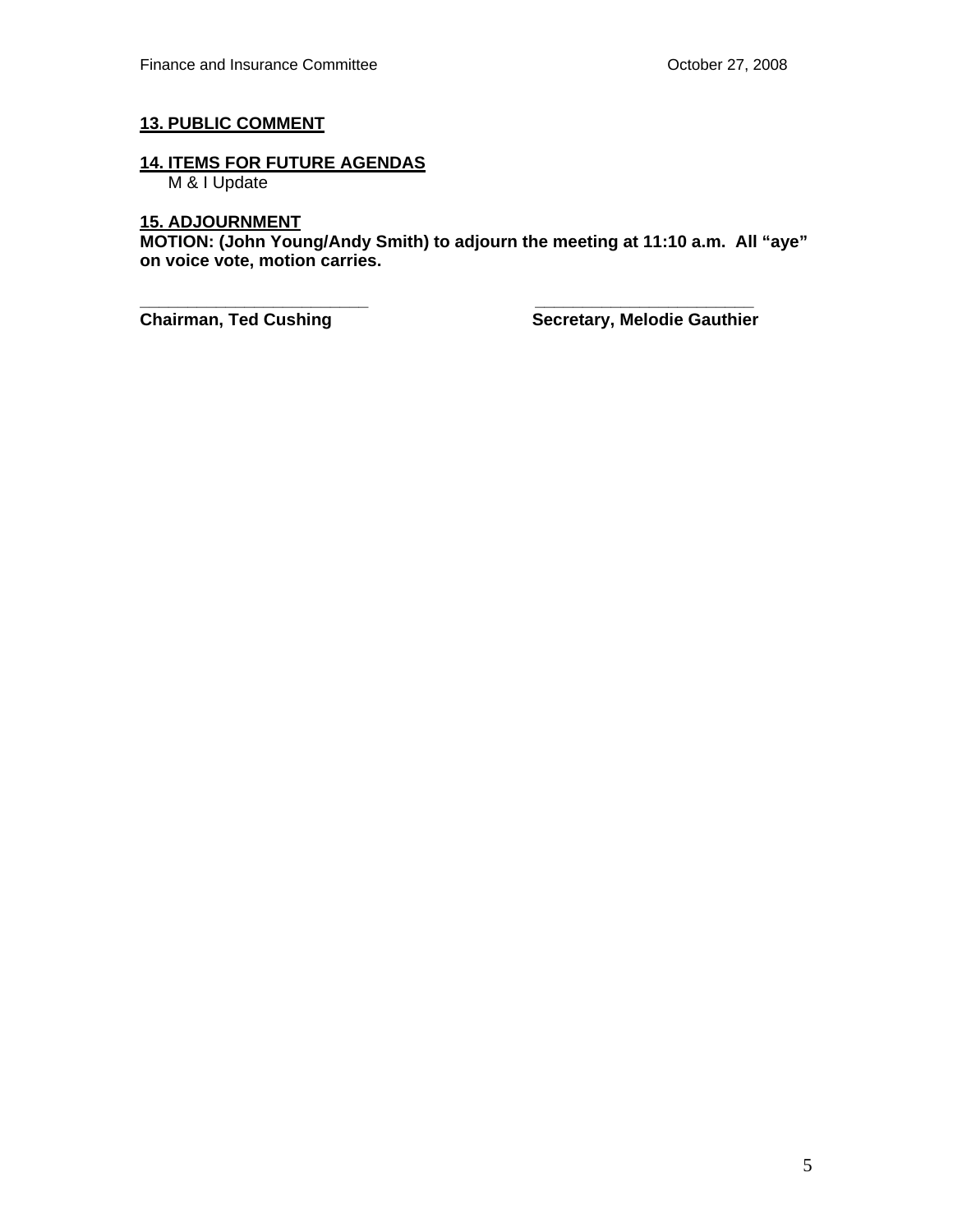## 13. PUBLIC COMMENT

## 14. ITEMS FOR FUTURE AGENDAS

M & I Update

## 15. ADJOURNMENT

**MOTION: (John Young/Andy Smith) to adjourn the meeting at 11:10 a.m. All "aye" on voice vote, motion carries.**

| | |
|---|---|
| ________________________ | ________________________ |
| **Chairman, Ted Cushing** | **Secretary, Melodie Gauthier** |